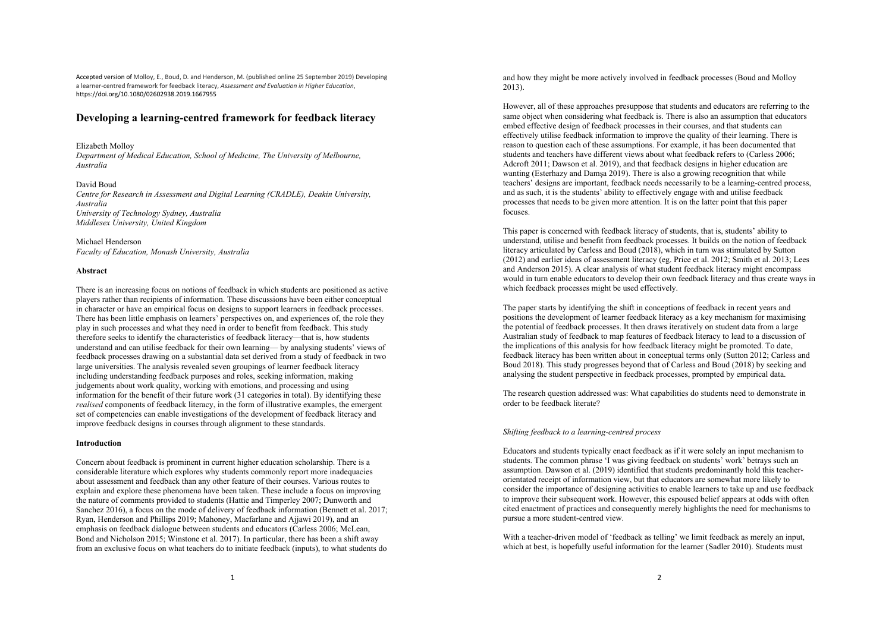Accepted version of Molloy, E., Boud, D. and Henderson, M. (published online 25 September 2019) Developing a learner-centred framework for feedback literacy, *Assessment and Evaluation in Higher Education*, https://doi.org/10.1080/02602938.2019.1667955

# Developing a learning-centred framework for feedback literacy

Elizabeth Molloy
*Department of Medical Education, School of Medicine, The University of Melbourne, Australia*

David Boud
*Centre for Research in Assessment and Digital Learning (CRADLE), Deakin University, Australia*
*University of Technology Sydney, Australia*
*Middlesex University, United Kingdom*

Michael Henderson
*Faculty of Education, Monash University, Australia*

## Abstract

There is an increasing focus on notions of feedback in which students are positioned as active players rather than recipients of information. These discussions have been either conceptual in character or have an empirical focus on designs to support learners in feedback processes. There has been little emphasis on learners' perspectives on, and experiences of, the role they play in such processes and what they need in order to benefit from feedback. This study therefore seeks to identify the characteristics of feedback literacy—that is, how students understand and can utilise feedback for their own learning— by analysing students' views of feedback processes drawing on a substantial data set derived from a study of feedback in two large universities. The analysis revealed seven groupings of learner feedback literacy including understanding feedback purposes and roles, seeking information, making judgements about work quality, working with emotions, and processing and using information for the benefit of their future work (31 categories in total). By identifying these *realised* components of feedback literacy, in the form of illustrative examples, the emergent set of competencies can enable investigations of the development of feedback literacy and improve feedback designs in courses through alignment to these standards.

## Introduction

Concern about feedback is prominent in current higher education scholarship. There is a considerable literature which explores why students commonly report more inadequacies about assessment and feedback than any other feature of their courses. Various routes to explain and explore these phenomena have been taken. These include a focus on improving the nature of comments provided to students (Hattie and Timperley 2007; Dunworth and Sanchez 2016), a focus on the mode of delivery of feedback information (Bennett et al. 2017; Ryan, Henderson and Phillips 2019; Mahoney, Macfarlane and Ajjawi 2019), and an emphasis on feedback dialogue between students and educators (Carless 2006; McLean, Bond and Nicholson 2015; Winstone et al. 2017). In particular, there has been a shift away from an exclusive focus on what teachers do to initiate feedback (inputs), to what students do and how they might be more actively involved in feedback processes (Boud and Molloy 2013).

However, all of these approaches presuppose that students and educators are referring to the same object when considering what feedback is. There is also an assumption that educators embed effective design of feedback processes in their courses, and that students can effectively utilise feedback information to improve the quality of their learning. There is reason to question each of these assumptions. For example, it has been documented that students and teachers have different views about what feedback refers to (Carless 2006; Adcroft 2011; Dawson et al. 2019), and that feedback designs in higher education are wanting (Esterhazy and Damşa 2019). There is also a growing recognition that while teachers' designs are important, feedback needs necessarily to be a learning-centred process, and as such, it is the students' ability to effectively engage with and utilise feedback processes that needs to be given more attention. It is on the latter point that this paper focuses.

This paper is concerned with feedback literacy of students, that is, students' ability to understand, utilise and benefit from feedback processes. It builds on the notion of feedback literacy articulated by Carless and Boud (2018), which in turn was stimulated by Sutton (2012) and earlier ideas of assessment literacy (eg. Price et al. 2012; Smith et al. 2013; Lees and Anderson 2015). A clear analysis of what student feedback literacy might encompass would in turn enable educators to develop their own feedback literacy and thus create ways in which feedback processes might be used effectively.

The paper starts by identifying the shift in conceptions of feedback in recent years and positions the development of learner feedback literacy as a key mechanism for maximising the potential of feedback processes. It then draws iteratively on student data from a large Australian study of feedback to map features of feedback literacy to lead to a discussion of the implications of this analysis for how feedback literacy might be promoted. To date, feedback literacy has been written about in conceptual terms only (Sutton 2012; Carless and Boud 2018). This study progresses beyond that of Carless and Boud (2018) by seeking and analysing the student perspective in feedback processes, prompted by empirical data.

The research question addressed was: What capabilities do students need to demonstrate in order to be feedback literate?

### *Shifting feedback to a learning-centred process*

Educators and students typically enact feedback as if it were solely an input mechanism to students. The common phrase 'I was giving feedback on students' work' betrays such an assumption. Dawson et al. (2019) identified that students predominantly hold this teacher-orientated receipt of information view, but that educators are somewhat more likely to consider the importance of designing activities to enable learners to take up and use feedback to improve their subsequent work. However, this espoused belief appears at odds with often cited enactment of practices and consequently merely highlights the need for mechanisms to pursue a more student-centred view.

With a teacher-driven model of 'feedback as telling' we limit feedback as merely an input, which at best, is hopefully useful information for the learner (Sadler 2010). Students must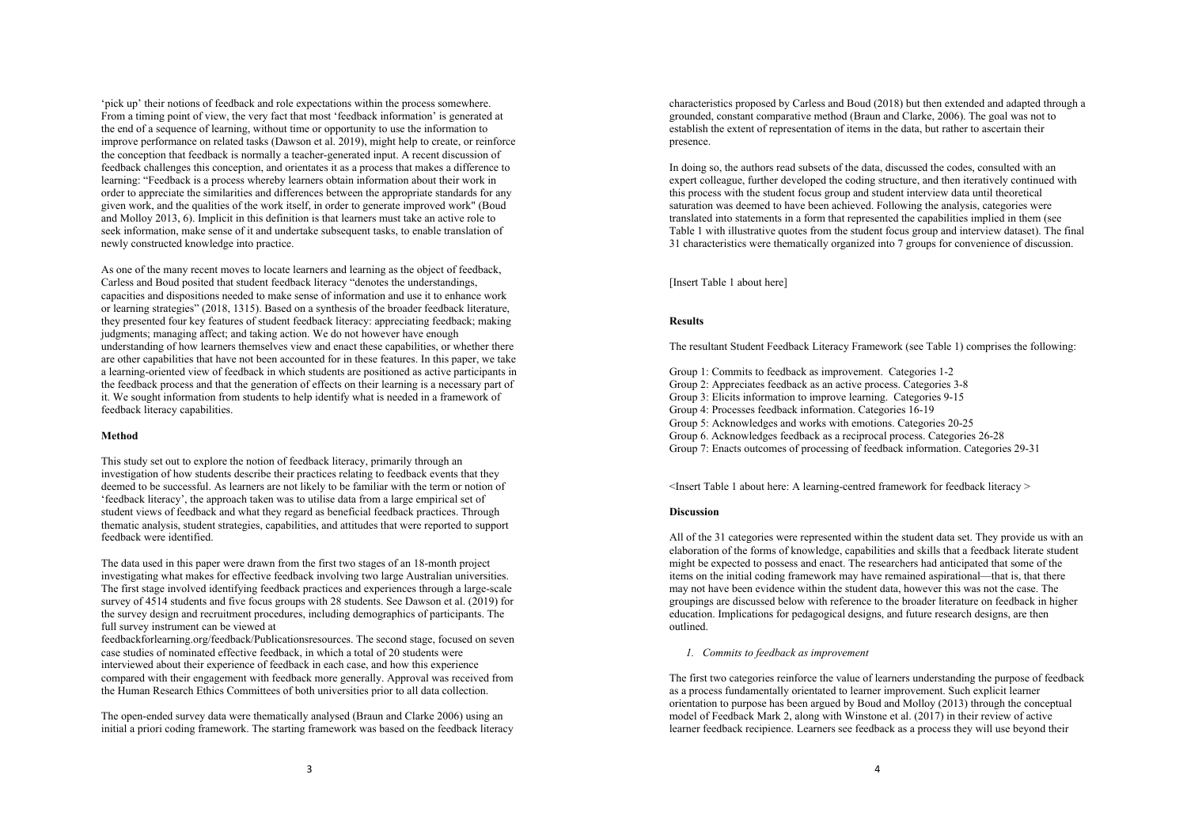'pick up' their notions of feedback and role expectations within the process somewhere. From a timing point of view, the very fact that most 'feedback information' is generated at the end of a sequence of learning, without time or opportunity to use the information to improve performance on related tasks (Dawson et al. 2019), might help to create, or reinforce the conception that feedback is normally a teacher-generated input. A recent discussion of feedback challenges this conception, and orientates it as a process that makes a difference to learning: "Feedback is a process whereby learners obtain information about their work in order to appreciate the similarities and differences between the appropriate standards for any given work, and the qualities of the work itself, in order to generate improved work" (Boud and Molloy 2013, 6). Implicit in this definition is that learners must take an active role to seek information, make sense of it and undertake subsequent tasks, to enable translation of newly constructed knowledge into practice.

As one of the many recent moves to locate learners and learning as the object of feedback, Carless and Boud posited that student feedback literacy "denotes the understandings, capacities and dispositions needed to make sense of information and use it to enhance work or learning strategies" (2018, 1315). Based on a synthesis of the broader feedback literature, they presented four key features of student feedback literacy: appreciating feedback; making judgments; managing affect; and taking action. We do not however have enough understanding of how learners themselves view and enact these capabilities, or whether there are other capabilities that have not been accounted for in these features. In this paper, we take a learning-oriented view of feedback in which students are positioned as active participants in the feedback process and that the generation of effects on their learning is a necessary part of it. We sought information from students to help identify what is needed in a framework of feedback literacy capabilities.

## Method

This study set out to explore the notion of feedback literacy, primarily through an investigation of how students describe their practices relating to feedback events that they deemed to be successful. As learners are not likely to be familiar with the term or notion of 'feedback literacy', the approach taken was to utilise data from a large empirical set of student views of feedback and what they regard as beneficial feedback practices. Through thematic analysis, student strategies, capabilities, and attitudes that were reported to support feedback were identified.

The data used in this paper were drawn from the first two stages of an 18-month project investigating what makes for effective feedback involving two large Australian universities. The first stage involved identifying feedback practices and experiences through a large-scale survey of 4514 students and five focus groups with 28 students. See Dawson et al. (2019) for the survey design and recruitment procedures, including demographics of participants. The full survey instrument can be viewed at feedbackforlearning.org/feedback/Publicationsresources. The second stage, focused on seven case studies of nominated effective feedback, in which a total of 20 students were interviewed about their experience of feedback in each case, and how this experience compared with their engagement with feedback more generally. Approval was received from the Human Research Ethics Committees of both universities prior to all data collection.

The open-ended survey data were thematically analysed (Braun and Clarke 2006) using an initial a priori coding framework. The starting framework was based on the feedback literacy characteristics proposed by Carless and Boud (2018) but then extended and adapted through a grounded, constant comparative method (Braun and Clarke, 2006). The goal was not to establish the extent of representation of items in the data, but rather to ascertain their presence.

In doing so, the authors read subsets of the data, discussed the codes, consulted with an expert colleague, further developed the coding structure, and then iteratively continued with this process with the student focus group and student interview data until theoretical saturation was deemed to have been achieved. Following the analysis, categories were translated into statements in a form that represented the capabilities implied in them (see Table 1 with illustrative quotes from the student focus group and interview dataset). The final 31 characteristics were thematically organized into 7 groups for convenience of discussion.

[Insert Table 1 about here]

## Results

The resultant Student Feedback Literacy Framework (see Table 1) comprises the following:

Group 1: Commits to feedback as improvement. Categories 1-2
Group 2: Appreciates feedback as an active process. Categories 3-8
Group 3: Elicits information to improve learning. Categories 9-15
Group 4: Processes feedback information. Categories 16-19
Group 5: Acknowledges and works with emotions. Categories 20-25
Group 6. Acknowledges feedback as a reciprocal process. Categories 26-28
Group 7: Enacts outcomes of processing of feedback information. Categories 29-31

<Insert Table 1 about here: A learning-centred framework for feedback literacy >

## Discussion

All of the 31 categories were represented within the student data set. They provide us with an elaboration of the forms of knowledge, capabilities and skills that a feedback literate student might be expected to possess and enact. The researchers had anticipated that some of the items on the initial coding framework may have remained aspirational—that is, that there may not have been evidence within the student data, however this was not the case. The groupings are discussed below with reference to the broader literature on feedback in higher education. Implications for pedagogical designs, and future research designs, are then outlined.

### *1. Commits to feedback as improvement*

The first two categories reinforce the value of learners understanding the purpose of feedback as a process fundamentally orientated to learner improvement. Such explicit learner orientation to purpose has been argued by Boud and Molloy (2013) through the conceptual model of Feedback Mark 2, along with Winstone et al. (2017) in their review of active learner feedback recipience. Learners see feedback as a process they will use beyond their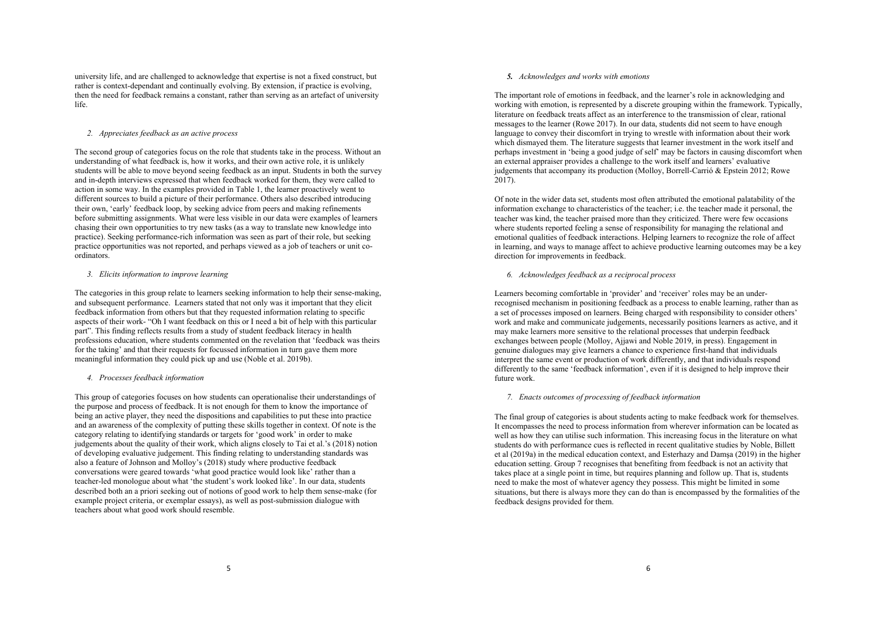university life, and are challenged to acknowledge that expertise is not a fixed construct, but rather is context-dependant and continually evolving. By extension, if practice is evolving, then the need for feedback remains a constant, rather than serving as an artefact of university life.

*2. Appreciates feedback as an active process*

The second group of categories focus on the role that students take in the process. Without an understanding of what feedback is, how it works, and their own active role, it is unlikely students will be able to move beyond seeing feedback as an input. Students in both the survey and in-depth interviews expressed that when feedback worked for them, they were called to action in some way. In the examples provided in Table 1, the learner proactively went to different sources to build a picture of their performance. Others also described introducing their own, 'early' feedback loop, by seeking advice from peers and making refinements before submitting assignments. What were less visible in our data were examples of learners chasing their own opportunities to try new tasks (as a way to translate new knowledge into practice). Seeking performance-rich information was seen as part of their role, but seeking practice opportunities was not reported, and perhaps viewed as a job of teachers or unit co-ordinators.

*3. Elicits information to improve learning*

The categories in this group relate to learners seeking information to help their sense-making, and subsequent performance. Learners stated that not only was it important that they elicit feedback information from others but that they requested information relating to specific aspects of their work- "Oh I want feedback on this or I need a bit of help with this particular part". This finding reflects results from a study of student feedback literacy in health professions education, where students commented on the revelation that 'feedback was theirs for the taking' and that their requests for focussed information in turn gave them more meaningful information they could pick up and use (Noble et al. 2019b).

*4. Processes feedback information*

This group of categories focuses on how students can operationalise their understandings of the purpose and process of feedback. It is not enough for them to know the importance of being an active player, they need the dispositions and capabilities to put these into practice and an awareness of the complexity of putting these skills together in context. Of note is the category relating to identifying standards or targets for 'good work' in order to make judgements about the quality of their work, which aligns closely to Tai et al.'s (2018) notion of developing evaluative judgement. This finding relating to understanding standards was also a feature of Johnson and Molloy's (2018) study where productive feedback conversations were geared towards 'what good practice would look like' rather than a teacher-led monologue about what 'the student's work looked like'. In our data, students described both an a priori seeking out of notions of good work to help them sense-make (for example project criteria, or exemplar essays), as well as post-submission dialogue with teachers about what good work should resemble.

***5.** Acknowledges and works with emotions*

The important role of emotions in feedback, and the learner's role in acknowledging and working with emotion, is represented by a discrete grouping within the framework. Typically, literature on feedback treats affect as an interference to the transmission of clear, rational messages to the learner (Rowe 2017). In our data, students did not seem to have enough language to convey their discomfort in trying to wrestle with information about their work which dismayed them. The literature suggests that learner investment in the work itself and perhaps investment in 'being a good judge of self' may be factors in causing discomfort when an external appraiser provides a challenge to the work itself and learners' evaluative judgements that accompany its production (Molloy, Borrell-Carrió & Epstein 2012; Rowe 2017).

Of note in the wider data set, students most often attributed the emotional palatability of the information exchange to characteristics of the teacher; i.e. the teacher made it personal, the teacher was kind, the teacher praised more than they criticized. There were few occasions where students reported feeling a sense of responsibility for managing the relational and emotional qualities of feedback interactions. Helping learners to recognize the role of affect in learning, and ways to manage affect to achieve productive learning outcomes may be a key direction for improvements in feedback.

*6. Acknowledges feedback as a reciprocal process*

Learners becoming comfortable in 'provider' and 'receiver' roles may be an under-recognised mechanism in positioning feedback as a process to enable learning, rather than as a set of processes imposed on learners. Being charged with responsibility to consider others' work and make and communicate judgements, necessarily positions learners as active, and it may make learners more sensitive to the relational processes that underpin feedback exchanges between people (Molloy, Ajjawi and Noble 2019, in press). Engagement in genuine dialogues may give learners a chance to experience first-hand that individuals interpret the same event or production of work differently, and that individuals respond differently to the same 'feedback information', even if it is designed to help improve their future work.

*7. Enacts outcomes of processing of feedback information*

The final group of categories is about students acting to make feedback work for themselves. It encompasses the need to process information from wherever information can be located as well as how they can utilise such information. This increasing focus in the literature on what students do with performance cues is reflected in recent qualitative studies by Noble, Billett et al (2019a) in the medical education context, and Esterhazy and Damșa (2019) in the higher education setting. Group 7 recognises that benefiting from feedback is not an activity that takes place at a single point in time, but requires planning and follow up. That is, students need to make the most of whatever agency they possess. This might be limited in some situations, but there is always more they can do than is encompassed by the formalities of the feedback designs provided for them.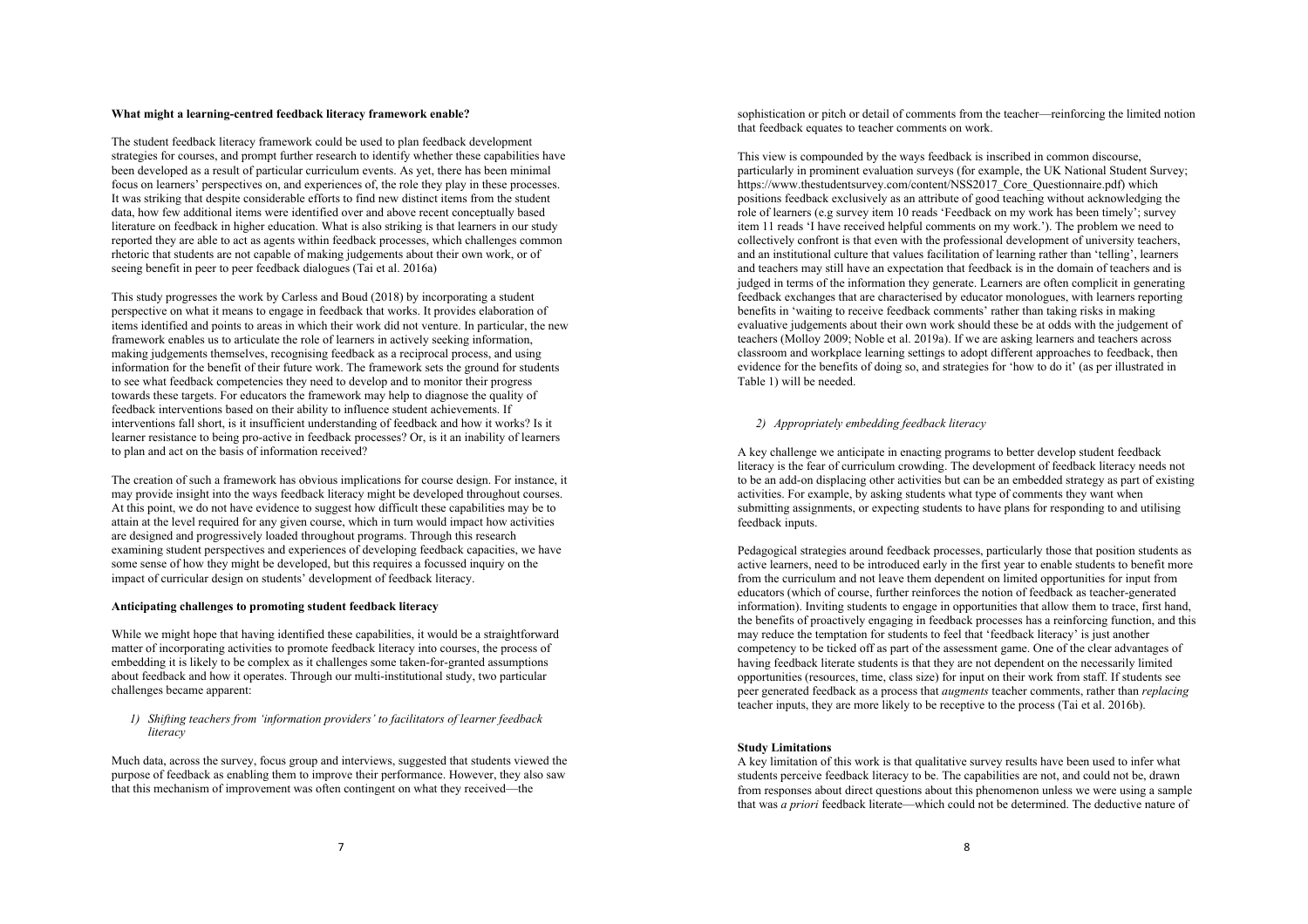**What might a learning-centred feedback literacy framework enable?**

The student feedback literacy framework could be used to plan feedback development strategies for courses, and prompt further research to identify whether these capabilities have been developed as a result of particular curriculum events. As yet, there has been minimal focus on learners' perspectives on, and experiences of, the role they play in these processes. It was striking that despite considerable efforts to find new distinct items from the student data, how few additional items were identified over and above recent conceptually based literature on feedback in higher education. What is also striking is that learners in our study reported they are able to act as agents within feedback processes, which challenges common rhetoric that students are not capable of making judgements about their own work, or of seeing benefit in peer to peer feedback dialogues (Tai et al. 2016a)

This study progresses the work by Carless and Boud (2018) by incorporating a student perspective on what it means to engage in feedback that works. It provides elaboration of items identified and points to areas in which their work did not venture. In particular, the new framework enables us to articulate the role of learners in actively seeking information, making judgements themselves, recognising feedback as a reciprocal process, and using information for the benefit of their future work. The framework sets the ground for students to see what feedback competencies they need to develop and to monitor their progress towards these targets. For educators the framework may help to diagnose the quality of feedback interventions based on their ability to influence student achievements. If interventions fall short, is it insufficient understanding of feedback and how it works? Is it learner resistance to being pro-active in feedback processes? Or, is it an inability of learners to plan and act on the basis of information received?

The creation of such a framework has obvious implications for course design. For instance, it may provide insight into the ways feedback literacy might be developed throughout courses. At this point, we do not have evidence to suggest how difficult these capabilities may be to attain at the level required for any given course, which in turn would impact how activities are designed and progressively loaded throughout programs. Through this research examining student perspectives and experiences of developing feedback capacities, we have some sense of how they might be developed, but this requires a focussed inquiry on the impact of curricular design on students' development of feedback literacy.

**Anticipating challenges to promoting student feedback literacy**

While we might hope that having identified these capabilities, it would be a straightforward matter of incorporating activities to promote feedback literacy into courses, the process of embedding it is likely to be complex as it challenges some taken-for-granted assumptions about feedback and how it operates. Through our multi-institutional study, two particular challenges became apparent:

*1) Shifting teachers from 'information providers' to facilitators of learner feedback literacy*

Much data, across the survey, focus group and interviews, suggested that students viewed the purpose of feedback as enabling them to improve their performance. However, they also saw that this mechanism of improvement was often contingent on what they received—the sophistication or pitch or detail of comments from the teacher—reinforcing the limited notion that feedback equates to teacher comments on work.

This view is compounded by the ways feedback is inscribed in common discourse, particularly in prominent evaluation surveys (for example, the UK National Student Survey; https://www.thestudentsurvey.com/content/NSS2017_Core_Questionnaire.pdf) which positions feedback exclusively as an attribute of good teaching without acknowledging the role of learners (e.g survey item 10 reads 'Feedback on my work has been timely'; survey item 11 reads 'I have received helpful comments on my work.'). The problem we need to collectively confront is that even with the professional development of university teachers, and an institutional culture that values facilitation of learning rather than 'telling', learners and teachers may still have an expectation that feedback is in the domain of teachers and is judged in terms of the information they generate. Learners are often complicit in generating feedback exchanges that are characterised by educator monologues, with learners reporting benefits in 'waiting to receive feedback comments' rather than taking risks in making evaluative judgements about their own work should these be at odds with the judgement of teachers (Molloy 2009; Noble et al. 2019a). If we are asking learners and teachers across classroom and workplace learning settings to adopt different approaches to feedback, then evidence for the benefits of doing so, and strategies for 'how to do it' (as per illustrated in Table 1) will be needed.

*2) Appropriately embedding feedback literacy*

A key challenge we anticipate in enacting programs to better develop student feedback literacy is the fear of curriculum crowding. The development of feedback literacy needs not to be an add-on displacing other activities but can be an embedded strategy as part of existing activities. For example, by asking students what type of comments they want when submitting assignments, or expecting students to have plans for responding to and utilising feedback inputs.

Pedagogical strategies around feedback processes, particularly those that position students as active learners, need to be introduced early in the first year to enable students to benefit more from the curriculum and not leave them dependent on limited opportunities for input from educators (which of course, further reinforces the notion of feedback as teacher-generated information). Inviting students to engage in opportunities that allow them to trace, first hand, the benefits of proactively engaging in feedback processes has a reinforcing function, and this may reduce the temptation for students to feel that 'feedback literacy' is just another competency to be ticked off as part of the assessment game. One of the clear advantages of having feedback literate students is that they are not dependent on the necessarily limited opportunities (resources, time, class size) for input on their work from staff. If students see peer generated feedback as a process that *augments* teacher comments, rather than *replacing* teacher inputs, they are more likely to be receptive to the process (Tai et al. 2016b).

**Study Limitations**

A key limitation of this work is that qualitative survey results have been used to infer what students perceive feedback literacy to be. The capabilities are not, and could not be, drawn from responses about direct questions about this phenomenon unless we were using a sample that was *a priori* feedback literate—which could not be determined. The deductive nature of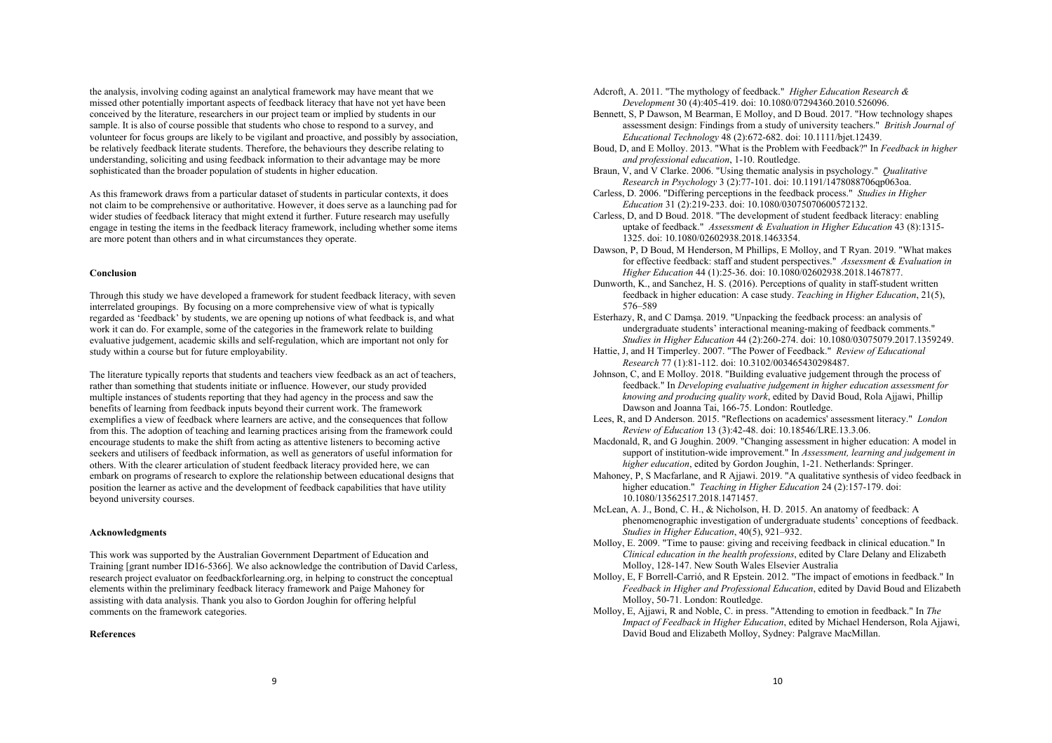the analysis, involving coding against an analytical framework may have meant that we missed other potentially important aspects of feedback literacy that have not yet have been conceived by the literature, researchers in our project team or implied by students in our sample. It is also of course possible that students who chose to respond to a survey, and volunteer for focus groups are likely to be vigilant and proactive, and possibly by association, be relatively feedback literate students. Therefore, the behaviours they describe relating to understanding, soliciting and using feedback information to their advantage may be more sophisticated than the broader population of students in higher education.

As this framework draws from a particular dataset of students in particular contexts, it does not claim to be comprehensive or authoritative. However, it does serve as a launching pad for wider studies of feedback literacy that might extend it further. Future research may usefully engage in testing the items in the feedback literacy framework, including whether some items are more potent than others and in what circumstances they operate.

## Conclusion

Through this study we have developed a framework for student feedback literacy, with seven interrelated groupings. By focusing on a more comprehensive view of what is typically regarded as 'feedback' by students, we are opening up notions of what feedback is, and what work it can do. For example, some of the categories in the framework relate to building evaluative judgement, academic skills and self-regulation, which are important not only for study within a course but for future employability.

The literature typically reports that students and teachers view feedback as an act of teachers, rather than something that students initiate or influence. However, our study provided multiple instances of students reporting that they had agency in the process and saw the benefits of learning from feedback inputs beyond their current work. The framework exemplifies a view of feedback where learners are active, and the consequences that follow from this. The adoption of teaching and learning practices arising from the framework could encourage students to make the shift from acting as attentive listeners to becoming active seekers and utilisers of feedback information, as well as generators of useful information for others. With the clearer articulation of student feedback literacy provided here, we can embark on programs of research to explore the relationship between educational designs that position the learner as active and the development of feedback capabilities that have utility beyond university courses.

## Acknowledgments

This work was supported by the Australian Government Department of Education and Training [grant number ID16-5366]. We also acknowledge the contribution of David Carless, research project evaluator on feedbackforlearning.org, in helping to construct the conceptual elements within the preliminary feedback literacy framework and Paige Mahoney for assisting with data analysis. Thank you also to Gordon Joughin for offering helpful comments on the framework categories.

## References

Adcroft, A. 2011. "The mythology of feedback." *Higher Education Research & Development* 30 (4):405-419. doi: 10.1080/07294360.2010.526096.

Bennett, S, P Dawson, M Bearman, E Molloy, and D Boud. 2017. "How technology shapes assessment design: Findings from a study of university teachers." *British Journal of Educational Technology* 48 (2):672-682. doi: 10.1111/bjet.12439.

Boud, D, and E Molloy. 2013. "What is the Problem with Feedback?" In *Feedback in higher and professional education*, 1-10. Routledge.

Braun, V, and V Clarke. 2006. "Using thematic analysis in psychology." *Qualitative Research in Psychology* 3 (2):77-101. doi: 10.1191/1478088706qp063oa.

Carless, D. 2006. "Differing perceptions in the feedback process." *Studies in Higher Education* 31 (2):219-233. doi: 10.1080/03075070600572132.

Carless, D, and D Boud. 2018. "The development of student feedback literacy: enabling uptake of feedback." *Assessment & Evaluation in Higher Education* 43 (8):1315-1325. doi: 10.1080/02602938.2018.1463354.

Dawson, P, D Boud, M Henderson, M Phillips, E Molloy, and T Ryan. 2019. "What makes for effective feedback: staff and student perspectives." *Assessment & Evaluation in Higher Education* 44 (1):25-36. doi: 10.1080/02602938.2018.1467877.

Dunworth, K., and Sanchez, H. S. (2016). Perceptions of quality in staff-student written feedback in higher education: A case study. *Teaching in Higher Education*, 21(5), 576–589

Esterhazy, R, and C Damşa. 2019. "Unpacking the feedback process: an analysis of undergraduate students' interactional meaning-making of feedback comments." *Studies in Higher Education* 44 (2):260-274. doi: 10.1080/03075079.2017.1359249.

Hattie, J, and H Timperley. 2007. "The Power of Feedback." *Review of Educational Research* 77 (1):81-112. doi: 10.3102/003465430298487.

Johnson, C, and E Molloy. 2018. "Building evaluative judgement through the process of feedback." In *Developing evaluative judgement in higher education assessment for knowing and producing quality work*, edited by David Boud, Rola Ajjawi, Phillip Dawson and Joanna Tai, 166-75. London: Routledge.

Lees, R, and D Anderson. 2015. "Reflections on academics' assessment literacy." *London Review of Education* 13 (3):42-48. doi: 10.18546/LRE.13.3.06.

Macdonald, R, and G Joughin. 2009. "Changing assessment in higher education: A model in support of institution-wide improvement." In *Assessment, learning and judgement in higher education*, edited by Gordon Joughin, 1-21. Netherlands: Springer.

Mahoney, P, S Macfarlane, and R Ajjawi. 2019. "A qualitative synthesis of video feedback in higher education." *Teaching in Higher Education* 24 (2):157-179. doi: 10.1080/13562517.2018.1471457.

McLean, A. J., Bond, C. H., & Nicholson, H. D. 2015. An anatomy of feedback: A phenomenographic investigation of undergraduate students' conceptions of feedback. *Studies in Higher Education*, 40(5), 921–932.

Molloy, E. 2009. "Time to pause: giving and receiving feedback in clinical education." In *Clinical education in the health professions*, edited by Clare Delany and Elizabeth Molloy, 128-147. New South Wales Elsevier Australia

Molloy, E, F Borrell-Carrió, and R Epstein. 2012. "The impact of emotions in feedback." In *Feedback in Higher and Professional Education*, edited by David Boud and Elizabeth Molloy, 50-71. London: Routledge.

Molloy, E, Ajjawi, R and Noble, C. in press. "Attending to emotion in feedback." In *The Impact of Feedback in Higher Education*, edited by Michael Henderson, Rola Ajjawi, David Boud and Elizabeth Molloy, Sydney: Palgrave MacMillan.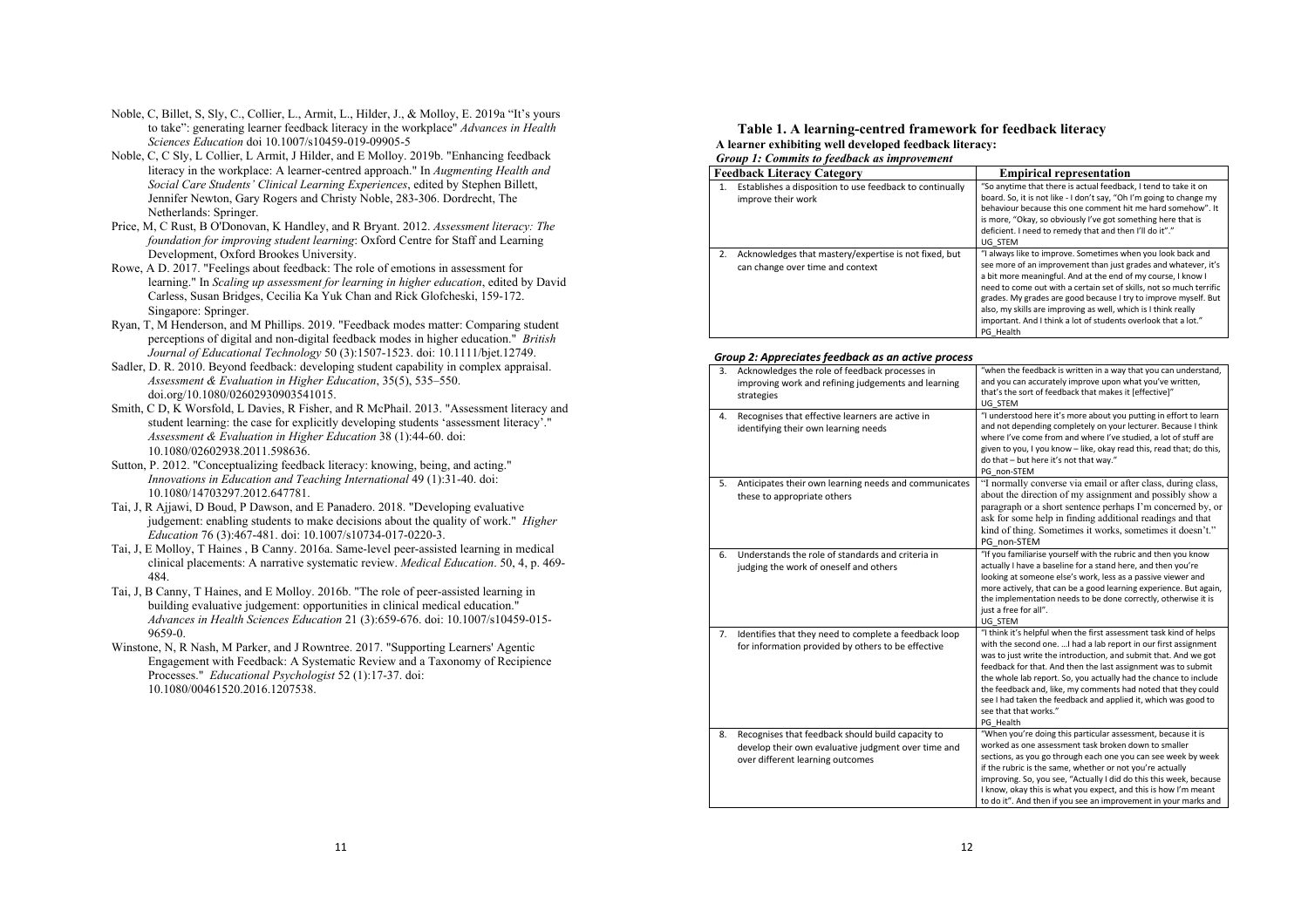Noble, C, Billet, S, Sly, C., Collier, L., Armit, L., Hilder, J., & Molloy, E. 2019a "It's yours to take": generating learner feedback literacy in the workplace" *Advances in Health Sciences Education* doi 10.1007/s10459-019-09905-5

Noble, C, C Sly, L Collier, L Armit, J Hilder, and E Molloy. 2019b. "Enhancing feedback literacy in the workplace: A learner-centred approach." In *Augmenting Health and Social Care Students' Clinical Learning Experiences*, edited by Stephen Billett, Jennifer Newton, Gary Rogers and Christy Noble, 283-306. Dordrecht, The Netherlands: Springer.

Price, M, C Rust, B O'Donovan, K Handley, and R Bryant. 2012. *Assessment literacy: The foundation for improving student learning*: Oxford Centre for Staff and Learning Development, Oxford Brookes University.

Rowe, A D. 2017. "Feelings about feedback: The role of emotions in assessment for learning." In *Scaling up assessment for learning in higher education*, edited by David Carless, Susan Bridges, Cecilia Ka Yuk Chan and Rick Glofcheski, 159-172. Singapore: Springer.

Ryan, T, M Henderson, and M Phillips. 2019. "Feedback modes matter: Comparing student perceptions of digital and non-digital feedback modes in higher education." *British Journal of Educational Technology* 50 (3):1507-1523. doi: 10.1111/bjet.12749.

Sadler, D. R. 2010. Beyond feedback: developing student capability in complex appraisal. *Assessment & Evaluation in Higher Education*, 35(5), 535–550. doi.org/10.1080/02602930903541015.

Smith, C D, K Worsfold, L Davies, R Fisher, and R McPhail. 2013. "Assessment literacy and student learning: the case for explicitly developing students 'assessment literacy'." *Assessment & Evaluation in Higher Education* 38 (1):44-60. doi: 10.1080/02602938.2011.598636.

Sutton, P. 2012. "Conceptualizing feedback literacy: knowing, being, and acting." *Innovations in Education and Teaching International* 49 (1):31-40. doi: 10.1080/14703297.2012.647781.

Tai, J, R Ajjawi, D Boud, P Dawson, and E Panadero. 2018. "Developing evaluative judgement: enabling students to make decisions about the quality of work." *Higher Education* 76 (3):467-481. doi: 10.1007/s10734-017-0220-3.

Tai, J, E Molloy, T Haines , B Canny. 2016a. Same-level peer-assisted learning in medical clinical placements: A narrative systematic review. *Medical Education*. 50, 4, p. 469-484.

Tai, J, B Canny, T Haines, and E Molloy. 2016b. "The role of peer-assisted learning in building evaluative judgement: opportunities in clinical medical education." *Advances in Health Sciences Education* 21 (3):659-676. doi: 10.1007/s10459-015-9659-0.

Winstone, N, R Nash, M Parker, and J Rowntree. 2017. "Supporting Learners' Agentic Engagement with Feedback: A Systematic Review and a Taxonomy of Recipience Processes." *Educational Psychologist* 52 (1):17-37. doi: 10.1080/00461520.2016.1207538.

## Table 1. A learning-centred framework for feedback literacy

**A learner exhibiting well developed feedback literacy:**

***Group 1: Commits to feedback as improvement***

| Feedback Literacy Category | Empirical representation |
|---|---|
| 1. Establishes a disposition to use feedback to continually improve their work | "So anytime that there is actual feedback, I tend to take it on board. So, it is not like - I don't say, "Oh I'm going to change my behaviour because this one comment hit me hard somehow". It is more, "Okay, so obviously I've got something here that is deficient. I need to remedy that and then I'll do it"." UG_STEM |
| 2. Acknowledges that mastery/expertise is not fixed, but can change over time and context | "I always like to improve. Sometimes when you look back and see more of an improvement than just grades and whatever, it's a bit more meaningful. And at the end of my course, I know I need to come out with a certain set of skills, not so much terrific grades. My grades are good because I try to improve myself. But also, my skills are improving as well, which is I think really important. And I think a lot of students overlook that a lot." PG_Health |

***Group 2: Appreciates feedback as an active process***

| Feedback Literacy Category | Empirical representation |
|---|---|
| 3. Acknowledges the role of feedback processes in improving work and refining judgements and learning strategies | "when the feedback is written in a way that you can understand, and you can accurately improve upon what you've written, that's the sort of feedback that makes it [effective]" UG_STEM |
| 4. Recognises that effective learners are active in identifying their own learning needs | "I understood here it's more about you putting in effort to learn and not depending completely on your lecturer. Because I think where I've come from and where I've studied, a lot of stuff are given to you, I you know – like, okay read this, read that; do this, do that – but here it's not that way." PG_non-STEM |
| 5. Anticipates their own learning needs and communicates these to appropriate others | "I normally converse via email or after class, during class, about the direction of my assignment and possibly show a paragraph or a short sentence perhaps I'm concerned by, or ask for some help in finding additional readings and that kind of thing. Sometimes it works, sometimes it doesn't." PG_non-STEM |
| 6. Understands the role of standards and criteria in judging the work of oneself and others | "If you familiarise yourself with the rubric and then you know actually I have a baseline for a stand here, and then you're looking at someone else's work, less as a passive viewer and more actively, that can be a good learning experience. But again, the implementation needs to be done correctly, otherwise it is just a free for all". UG_STEM |
| 7. Identifies that they need to complete a feedback loop for information provided by others to be effective | "I think it's helpful when the first assessment task kind of helps with the second one. …I had a lab report in our first assignment was to just write the introduction, and submit that. And we got feedback for that. And then the last assignment was to submit the whole lab report. So, you actually had the chance to include the feedback and, like, my comments had noted that they could see I had taken the feedback and applied it, which was good to see that that works." PG_Health |
| 8. Recognises that feedback should build capacity to develop their own evaluative judgment over time and over different learning outcomes | "When you're doing this particular assessment, because it is worked as one assessment task broken down to smaller sections, as you go through each one you can see week by week if the rubric is the same, whether or not you're actually improving. So, you see, "Actually I did do this this week, because I know, okay this is what you expect, and this is how I'm meant to do it". And then if you see an improvement in your marks and |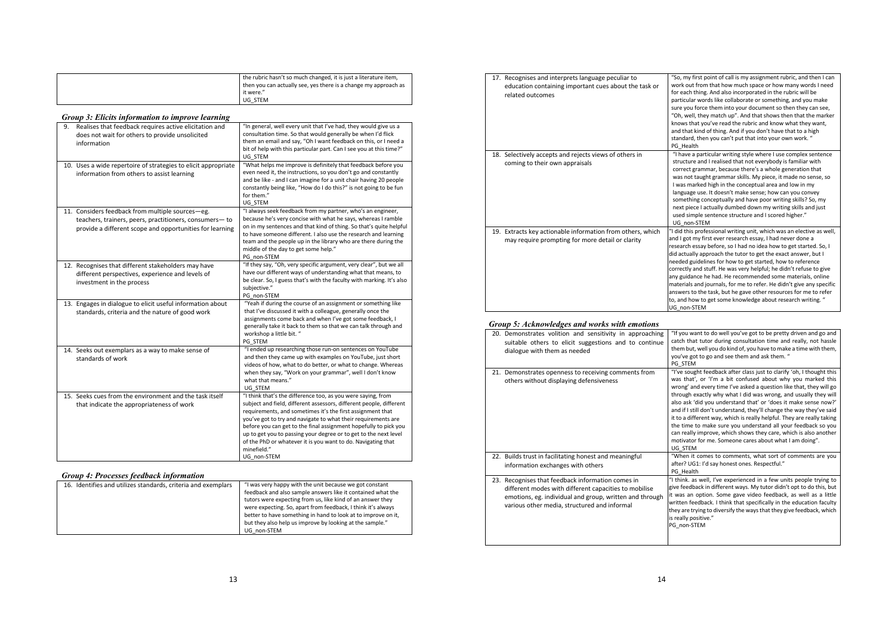| | |
|---|---|
| | the rubric hasn't so much changed, it is just a literature item, then you can actually see, yes there is a change my approach as it were."<br>UG_STEM |

### *Group 3: Elicits information to improve learning*

| | |
|---|---|
| 9. Realises that feedback requires active elicitation and does not wait for others to provide unsolicited information | "In general, well every unit that I've had, they would give us a consultation time. So that would generally be when I'd flick them an email and say, "Oh I want feedback on this, or I need a bit of help with this particular part. Can I see you at this time?"<br>UG_STEM |
| 10. Uses a wide repertoire of strategies to elicit appropriate information from others to assist learning | "What helps me improve is definitely that feedback before you even need it, the instructions, so you don't go and constantly and be like - and I can imagine for a unit chair having 20 people constantly being like, "How do I do this?" is not going to be fun for them."<br>UG_STEM |
| 11. Considers feedback from multiple sources—eg. teachers, trainers, peers, practitioners, consumers— to provide a different scope and opportunities for learning | "I always seek feedback from my partner, who's an engineer, because he's very concise with what he says, whereas I ramble on in my sentences and that kind of thing. So that's quite helpful to have someone different. I also use the research and learning team and the people up in the library who are there during the middle of the day to get some help."<br>PG_non-STEM |
| 12. Recognises that different stakeholders may have different perspectives, experience and levels of investment in the process | "If they say, "Oh, very specific argument, very clear", but we all have our different ways of understanding what that means, to be clear. So, I guess that's with the faculty with marking. It's also subjective."<br>PG_non-STEM |
| 13. Engages in dialogue to elicit useful information about standards, criteria and the nature of good work | "Yeah if during the course of an assignment or something like that I've discussed it with a colleague, generally once the assignments come back and when I've got some feedback, I generally take it back to them so that we can talk through and workshop a little bit. "<br>PG_STEM |
| 14. Seeks out exemplars as a way to make sense of standards of work | "I ended up researching those run-on sentences on YouTube and then they came up with examples on YouTube, just short videos of how, what to do better, or what to change. Whereas when they say, "Work on your grammar", well I don't know what that means."<br>UG_STEM |
| 15. Seeks cues from the environment and the task itself that indicate the appropriateness of work | "I think that's the difference too, as you were saying, from subject and field, different assessors, different people, different requirements, and sometimes it's the first assignment that you've got to try and navigate to what their requirements are before you can get to the final assignment hopefully to pick you up to get you to passing your degree or to get to the next level of the PhD or whatever it is you want to do. Navigating that minefield."<br>UG_non-STEM |

### *Group 4: Processes feedback information*

| | |
|---|---|
| 16. Identifies and utilizes standards, criteria and exemplars | "I was very happy with the unit because we got constant feedback and also sample answers like it contained what the tutors were expecting from us, like kind of an answer they were expecting. So, apart from feedback, I think it's always better to have something in hand to look at to improve on it, but they also help us improve by looking at the sample."<br>UG_non-STEM |
| 17. Recognises and interprets language peculiar to education containing important cues about the task or related outcomes | "So, my first point of call is my assignment rubric, and then I can work out from that how much space or how many words I need for each thing. And also incorporated in the rubric will be particular words like collaborate or something, and you make sure you force them into your document so then they can see, "Oh, well, they match up". And that shows then that the marker knows that you've read the rubric and know what they want, and that kind of thing. And if you don't have that to a high standard, then you can't put that into your own work. "<br>PG_Health |
| 18. Selectively accepts and rejects views of others in coming to their own appraisals | "I have a particular writing style where I use complex sentence structure and I realised that not everybody is familiar with correct grammar, because there's a whole generation that was not taught grammar skills. My piece, it made no sense, so I was marked high in the conceptual area and low in my language use. It doesn't make sense; how can you convey something conceptually and have poor writing skills? So, my next piece I actually dumbed down my writing skills and just used simple sentence structure and I scored higher."<br>UG_non-STEM |
| 19. Extracts key actionable information from others, which may require prompting for more detail or clarity | "I did this professional writing unit, which was an elective as well, and I got my first ever research essay, I had never done a research essay before, so I had no idea how to get started. So, I did actually approach the tutor to get the exact answer, but I needed guidelines for how to get started, how to reference correctly and stuff. He was very helpful; he didn't refuse to give any guidance he had. He recommended some materials, online materials and journals, for me to refer. He didn't give any specific answers to the task, but he gave other resources for me to refer to, and how to get some knowledge about research writing. "<br>UG_non-STEM |

### *Group 5: Acknowledges and works with emotions*

| | |
|---|---|
| 20. Demonstrates volition and sensitivity in approaching suitable others to elicit suggestions and to continue dialogue with them as needed | "If you want to do well you've got to be pretty driven and go and catch that tutor during consultation time and really, not hassle them but, well you do kind of, you have to make a time with them, you've got to go and see them and ask them. "<br>PG_STEM |
| 21. Demonstrates openness to receiving comments from others without displaying defensiveness | "I've sought feedback after class just to clarify 'oh, I thought this was that', or 'I'm a bit confused about why you marked this wrong' and every time I've asked a question like that, they will go through exactly why what I did was wrong, and usually they will also ask 'did you understand that' or 'does it make sense now?' and if I still don't understand, they'll change the way they've said it to a different way, which is really helpful. They are really taking the time to make sure you understand all your feedback so you can really improve, which shows they care, which is also another motivator for me. Someone cares about what I am doing".<br>UG_STEM |
| 22. Builds trust in facilitating honest and meaningful information exchanges with others | "When it comes to comments, what sort of comments are you after? UG1: I'd say honest ones. Respectful."<br>PG_Health |
| 23. Recognises that feedback information comes in different modes with different capacities to mobilise emotions, eg. individual and group, written and through various other media, structured and informal | "I think. as well, I've experienced in a few units people trying to give feedback in different ways. My tutor didn't opt to do this, but it was an option. Some gave video feedback, as well as a little written feedback. I think that specifically in the education faculty they are trying to diversify the ways that they give feedback, which is really positive."<br>PG_non-STEM |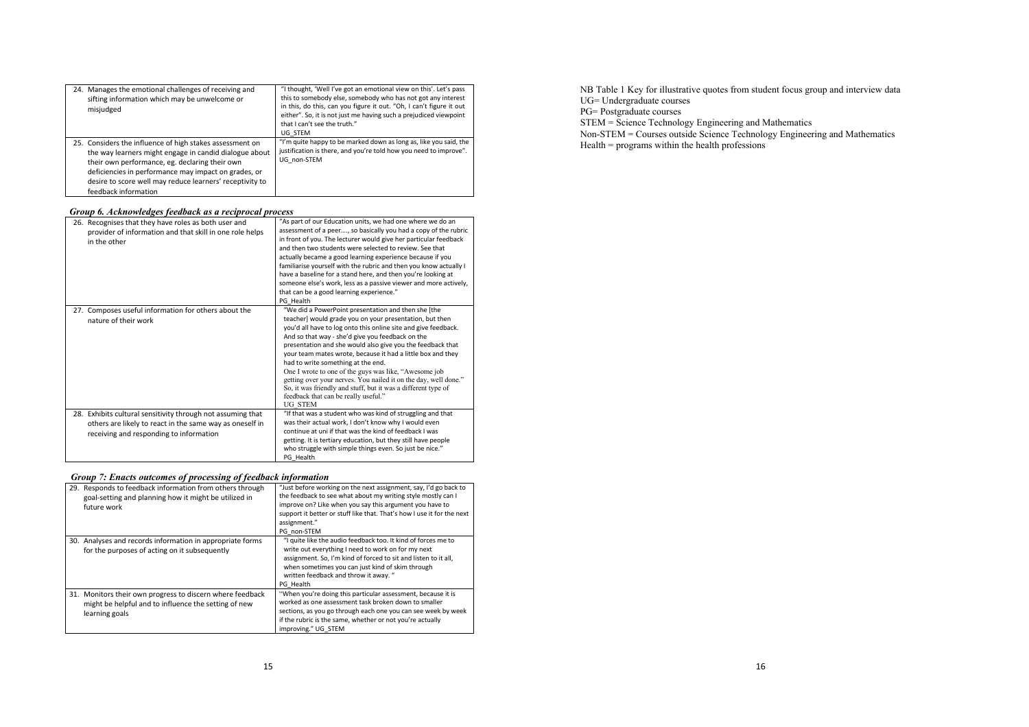| | |
|---|---|
| 24. Manages the emotional challenges of receiving and sifting information which may be unwelcome or misjudged | "I thought, 'Well I've got an emotional view on this'. Let's pass this to somebody else, somebody who has not got any interest in this, do this, can you figure it out. "Oh, I can't figure it out either". So, it is not just me having such a prejudiced viewpoint that I can't see the truth." UG_STEM |
| 25. Considers the influence of high stakes assessment on the way learners might engage in candid dialogue about their own performance, eg. declaring their own deficiencies in performance may impact on grades, or desire to score well may reduce learners' receptivity to feedback information | "I'm quite happy to be marked down as long as, like you said, the justification is there, and you're told how you need to improve". UG_non-STEM |

### *Group 6. Acknowledges feedback as a reciprocal process*

| | |
|---|---|
| 26. Recognises that they have roles as both user and provider of information and that skill in one role helps in the other | "As part of our Education units, we had one where we do an assessment of a peer…., so basically you had a copy of the rubric in front of you. The lecturer would give her particular feedback and then two students were selected to review. See that actually became a good learning experience because if you familiarise yourself with the rubric and then you know actually I have a baseline for a stand here, and then you're looking at someone else's work, less as a passive viewer and more actively, that can be a good learning experience." PG_Health |
| 27. Composes useful information for others about the nature of their work | "We did a PowerPoint presentation and then she [the teacher] would grade you on your presentation, but then you'd all have to log onto this online site and give feedback. And so that way - she'd give you feedback on the presentation and she would also give you the feedback that your team mates wrote, because it had a little box and they had to write something at the end. One I wrote to one of the guys was like, "Awesome job getting over your nerves. You nailed it on the day, well done." So, it was friendly and stuff, but it was a different type of feedback that can be really useful." UG_STEM |
| 28. Exhibits cultural sensitivity through not assuming that others are likely to react in the same way as oneself in receiving and responding to information | "If that was a student who was kind of struggling and that was their actual work, I don't know why I would even continue at uni if that was the kind of feedback I was getting. It is tertiary education, but they still have people who struggle with simple things even. So just be nice." PG_Health |

### *Group 7: Enacts outcomes of processing of feedback information*

| | |
|---|---|
| 29. Responds to feedback information from others through goal-setting and planning how it might be utilized in future work | "Just before working on the next assignment, say, I'd go back to the feedback to see what about my writing style mostly can I improve on? Like when you say this argument you have to support it better or stuff like that. That's how I use it for the next assignment." PG_non-STEM |
| 30. Analyses and records information in appropriate forms for the purposes of acting on it subsequently | "I quite like the audio feedback too. It kind of forces me to write out everything I need to work on for my next assignment. So, I'm kind of forced to sit and listen to it all, when sometimes you can just kind of skim through written feedback and throw it away. " PG_Health |
| 31. Monitors their own progress to discern where feedback might be helpful and to influence the setting of new learning goals | "When you're doing this particular assessment, because it is worked as one assessment task broken down to smaller sections, as you go through each one you can see week by week if the rubric is the same, whether or not you're actually improving." UG_STEM |

NB Table 1 Key for illustrative quotes from student focus group and interview data
UG= Undergraduate courses
PG= Postgraduate courses
STEM = Science Technology Engineering and Mathematics
Non-STEM = Courses outside Science Technology Engineering and Mathematics
Health = programs within the health professions